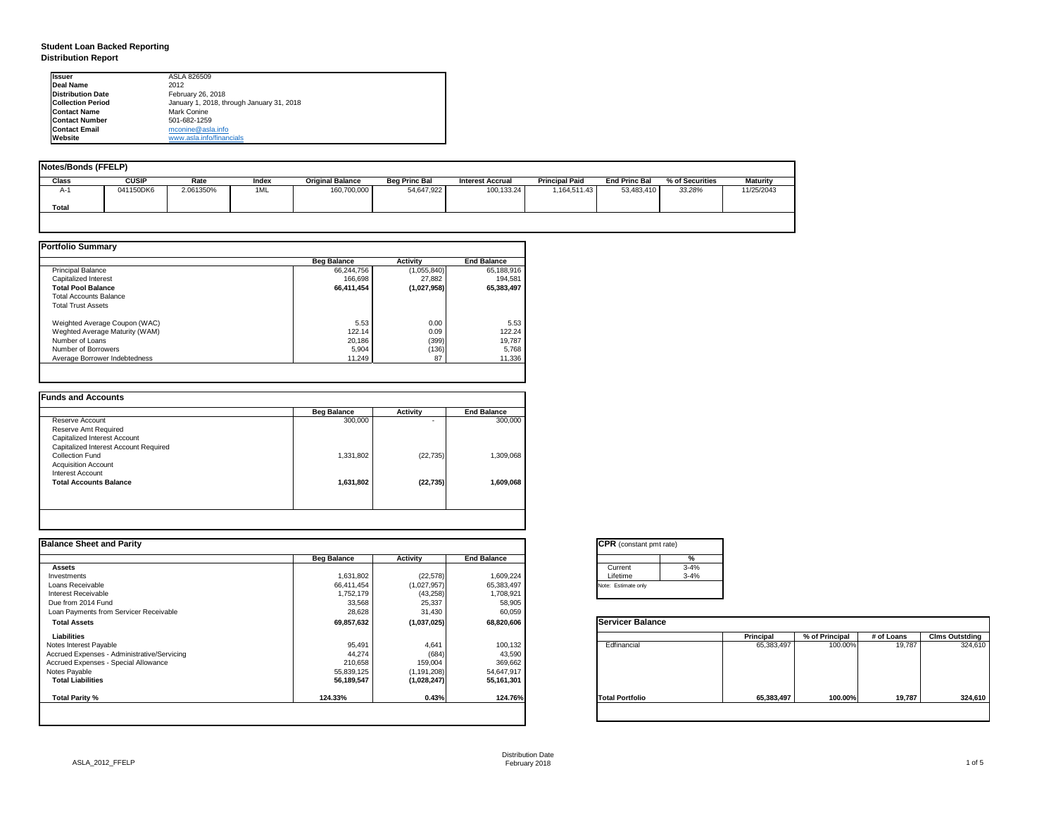# Student Loan Backed Reporting

## Distribution Report

| | |
|---|---|
| **Issuer** | ASLA 826509 |
| **Deal Name** | 2012 |
| **Distribution Date** | February 26, 2018 |
| **Collection Period** | January 1, 2018, through January 31, 2018 |
| **Contact Name** | Mark Conine |
| **Contact Number** | 501-682-1259 |
| **Contact Email** | mconine@asla.info |
| **Website** | www.asla.info/financials |

### Notes/Bonds (FFELP)

| Class | CUSIP | Rate | Index | Original Balance | Beg Princ Bal | Interest Accrual | Principal Paid | End Princ Bal | % of Securities | Maturity |
|---|---|---|---|---|---|---|---|---|---|---|
| A-1 | 041150DK6 | 2.061350% | 1ML | 160,700,000 | 54,647,922 | 100,133.24 | 1,164,511.43 | 53,483,410 | 33.28% | 11/25/2043 |
| **Total** | | | | | | | | | | |

### Portfolio Summary

| | Beg Balance | Activity | End Balance |
|---|---|---|---|
| Principal Balance | 66,244,756 | (1,055,840) | 65,188,916 |
| Capitalized Interest | 166,698 | 27,882 | 194,581 |
| **Total Pool Balance** | **66,411,454** | **(1,027,958)** | **65,383,497** |
| Total Accounts Balance | | | |
| Total Trust Assets | | | |
| Weighted Average Coupon (WAC) | 5.53 | 0.00 | 5.53 |
| Weghted Average Maturity (WAM) | 122.14 | 0.09 | 122.24 |
| Number of Loans | 20,186 | (399) | 19,787 |
| Number of Borrowers | 5,904 | (136) | 5,768 |
| Average Borrower Indebtedness | 11,249 | 87 | 11,336 |

### Funds and Accounts

| | Beg Balance | Activity | End Balance |
|---|---|---|---|
| Reserve Account | 300,000 | - | 300,000 |
| Reserve Amt Required | | | |
| Capitalized Interest Account | | | |
| Capitalized Interest Account Required | | | |
| Collection Fund | 1,331,802 | (22,735) | 1,309,068 |
| Acquisition Account | | | |
| Interest Account | | | |
| **Total Accounts Balance** | **1,631,802** | **(22,735)** | **1,609,068** |

### Balance Sheet and Parity

| | Beg Balance | Activity | End Balance |
|---|---|---|---|
| **Assets** | | | |
| Investments | 1,631,802 | (22,578) | 1,609,224 |
| Loans Receivable | 66,411,454 | (1,027,957) | 65,383,497 |
| Interest Receivable | 1,752,179 | (43,258) | 1,708,921 |
| Due from 2014 Fund | 33,568 | 25,337 | 58,905 |
| Loan Payments from Servicer Receivable | 28,628 | 31,430 | 60,059 |
| **Total Assets** | **69,857,632** | **(1,037,025)** | **68,820,606** |
| **Liabilities** | | | |
| Notes Interest Payable | 95,491 | 4,641 | 100,132 |
| Accrued Expenses - Administrative/Servicing | 44,274 | (684) | 43,590 |
| Accrued Expenses - Special Allowance | 210,658 | 159,004 | 369,662 |
| Notes Payable | 55,839,125 | (1,191,208) | 54,647,917 |
| **Total Liabilities** | **56,189,547** | **(1,028,247)** | **55,161,301** |
| **Total Parity %** | **124.33%** | **0.43%** | **124.76%** |

### CPR (constant pmt rate)

| | % |
|---|---|
| Current | 3-4% |
| Lifetime | 3-4% |

Note: Estimate only

### Servicer Balance

| | Principal | % of Principal | # of Loans | Clms Outstding |
|---|---|---|---|---|
| Edfinancial | 65,383,497 | 100.00% | 19,787 | 324,610 |
| **Total Portfolio** | **65,383,497** | **100.00%** | **19,787** | **324,610** |

ASLA_2012_FFELP

Distribution Date
February 2018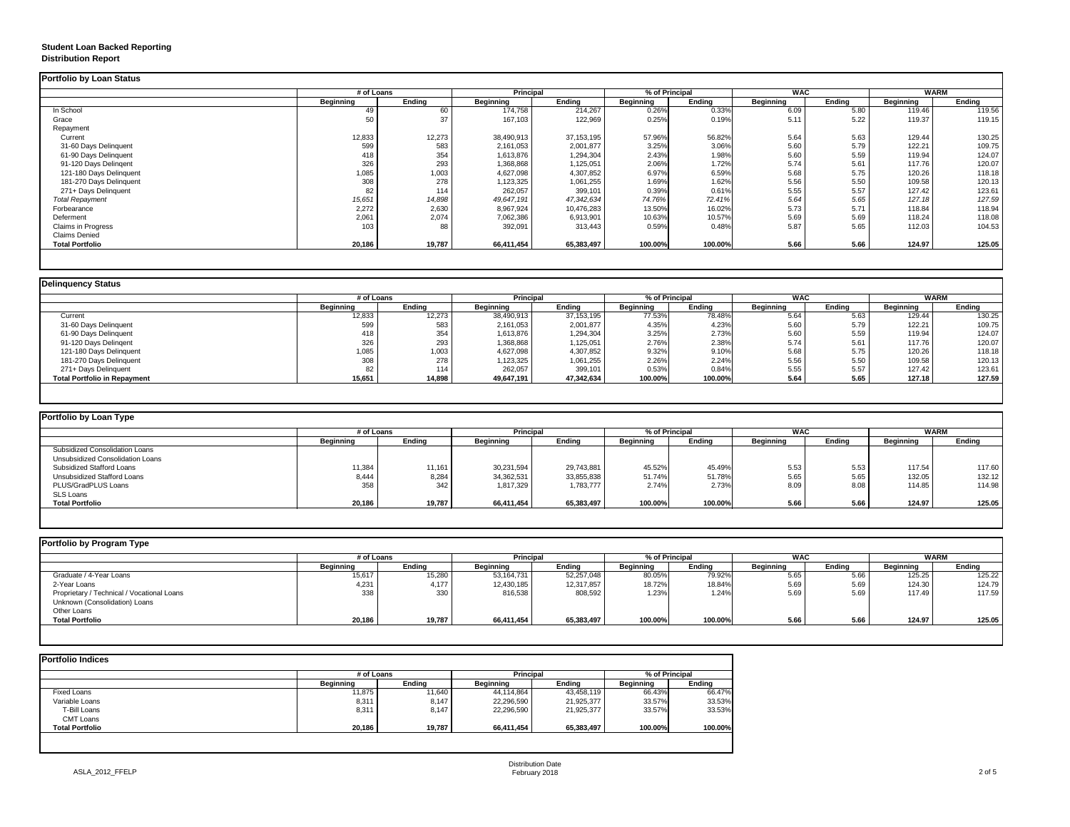**Student Loan Backed Reporting**
**Distribution Report**

**Portfolio by Loan Status**

| | # of Loans | | Principal | | % of Principal | | WAC | | WARM | |
|---|---|---|---|---|---|---|---|---|---|---|
| | Beginning | Ending | Beginning | Ending | Beginning | Ending | Beginning | Ending | Beginning | Ending |
| In School | 49 | 60 | 174,758 | 214,267 | 0.26% | 0.33% | 6.09 | 5.80 | 119.46 | 119.56 |
| Grace | 50 | 37 | 167,103 | 122,969 | 0.25% | 0.19% | 5.11 | 5.22 | 119.37 | 119.15 |
| Repayment | | | | | | | | | | |
| Current | 12,833 | 12,273 | 38,490,913 | 37,153,195 | 57.96% | 56.82% | 5.64 | 5.63 | 129.44 | 130.25 |
| 31-60 Days Delinquent | 599 | 583 | 2,161,053 | 2,001,877 | 3.25% | 3.06% | 5.60 | 5.79 | 122.21 | 109.75 |
| 61-90 Days Delinquent | 418 | 354 | 1,613,876 | 1,294,304 | 2.43% | 1.98% | 5.60 | 5.59 | 119.94 | 124.07 |
| 91-120 Days Delingent | 326 | 293 | 1,368,868 | 1,125,051 | 2.06% | 1.72% | 5.74 | 5.61 | 117.76 | 120.07 |
| 121-180 Days Delinquent | 1,085 | 1,003 | 4,627,098 | 4,307,852 | 6.97% | 6.59% | 5.68 | 5.75 | 120.26 | 118.18 |
| 181-270 Days Delinquent | 308 | 278 | 1,123,325 | 1,061,255 | 1.69% | 1.62% | 5.56 | 5.50 | 109.58 | 120.13 |
| 271+ Days Delinquent | 82 | 114 | 262,057 | 399,101 | 0.39% | 0.61% | 5.55 | 5.57 | 127.42 | 123.61 |
| *Total Repayment* | *15,651* | *14,898* | *49,647,191* | *47,342,634* | *74.76%* | *72.41%* | *5.64* | *5.65* | *127.18* | *127.59* |
| Forbearance | 2,272 | 2,630 | 8,967,924 | 10,476,283 | 13.50% | 16.02% | 5.73 | 5.71 | 118.84 | 118.94 |
| Deferment | 2,061 | 2,074 | 7,062,386 | 6,913,901 | 10.63% | 10.57% | 5.69 | 5.69 | 118.24 | 118.08 |
| Claims in Progress | 103 | 88 | 392,091 | 313,443 | 0.59% | 0.48% | 5.87 | 5.65 | 112.03 | 104.53 |
| Claims Denied | | | | | | | | | | |
| **Total Portfolio** | **20,186** | **19,787** | **66,411,454** | **65,383,497** | **100.00%** | **100.00%** | **5.66** | **5.66** | **124.97** | **125.05** |

**Delinquency Status**

| | # of Loans | | Principal | | % of Principal | | WAC | | WARM | |
|---|---|---|---|---|---|---|---|---|---|---|
| | Beginning | Ending | Beginning | Ending | Beginning | Ending | Beginning | Ending | Beginning | Ending |
| Current | 12,833 | 12,273 | 38,490,913 | 37,153,195 | 77.53% | 78.48% | 5.64 | 5.63 | 129.44 | 130.25 |
| 31-60 Days Delinquent | 599 | 583 | 2,161,053 | 2,001,877 | 4.35% | 4.23% | 5.60 | 5.79 | 122.21 | 109.75 |
| 61-90 Days Delinquent | 418 | 354 | 1,613,876 | 1,294,304 | 3.25% | 2.73% | 5.60 | 5.59 | 119.94 | 124.07 |
| 91-120 Days Delingent | 326 | 293 | 1,368,868 | 1,125,051 | 2.76% | 2.38% | 5.74 | 5.61 | 117.76 | 120.07 |
| 121-180 Days Delinquent | 1,085 | 1,003 | 4,627,098 | 4,307,852 | 9.32% | 9.10% | 5.68 | 5.75 | 120.26 | 118.18 |
| 181-270 Days Delinquent | 308 | 278 | 1,123,325 | 1,061,255 | 2.26% | 2.24% | 5.56 | 5.50 | 109.58 | 120.13 |
| 271+ Days Delinquent | 82 | 114 | 262,057 | 399,101 | 0.53% | 0.84% | 5.55 | 5.57 | 127.42 | 123.61 |
| **Total Portfolio in Repayment** | **15,651** | **14,898** | **49,647,191** | **47,342,634** | **100.00%** | **100.00%** | **5.64** | **5.65** | **127.18** | **127.59** |

**Portfolio by Loan Type**

| | # of Loans | | Principal | | % of Principal | | WAC | | WARM | |
|---|---|---|---|---|---|---|---|---|---|---|
| | Beginning | Ending | Beginning | Ending | Beginning | Ending | Beginning | Ending | Beginning | Ending |
| Subsidized Consolidation Loans | | | | | | | | | | |
| Unsubsidized Consolidation Loans | | | | | | | | | | |
| Subsidized Stafford Loans | 11,384 | 11,161 | 30,231,594 | 29,743,881 | 45.52% | 45.49% | 5.53 | 5.53 | 117.54 | 117.60 |
| Unsubsidized Stafford Loans | 8,444 | 8,284 | 34,362,531 | 33,855,838 | 51.74% | 51.78% | 5.65 | 5.65 | 132.05 | 132.12 |
| PLUS/GradPLUS Loans | 358 | 342 | 1,817,329 | 1,783,777 | 2.74% | 2.73% | 8.09 | 8.08 | 114.85 | 114.98 |
| SLS Loans | | | | | | | | | | |
| **Total Portfolio** | **20,186** | **19,787** | **66,411,454** | **65,383,497** | **100.00%** | **100.00%** | **5.66** | **5.66** | **124.97** | **125.05** |

**Portfolio by Program Type**

| | # of Loans | | Principal | | % of Principal | | WAC | | WARM | |
|---|---|---|---|---|---|---|---|---|---|---|
| | Beginning | Ending | Beginning | Ending | Beginning | Ending | Beginning | Ending | Beginning | Ending |
| Graduate / 4-Year Loans | 15,617 | 15,280 | 53,164,731 | 52,257,048 | 80.05% | 79.92% | 5.65 | 5.66 | 125.25 | 125.22 |
| 2-Year Loans | 4,231 | 4,177 | 12,430,185 | 12,317,857 | 18.72% | 18.84% | 5.69 | 5.69 | 124.30 | 124.79 |
| Proprietary / Technical / Vocational Loans | 338 | 330 | 816,538 | 808,592 | 1.23% | 1.24% | 5.69 | 5.69 | 117.49 | 117.59 |
| Unknown (Consolidation) Loans | | | | | | | | | | |
| Other Loans | | | | | | | | | | |
| **Total Portfolio** | **20,186** | **19,787** | **66,411,454** | **65,383,497** | **100.00%** | **100.00%** | **5.66** | **5.66** | **124.97** | **125.05** |

**Portfolio Indices**

| | # of Loans | | Principal | | % of Principal | |
|---|---|---|---|---|---|---|
| | Beginning | Ending | Beginning | Ending | Beginning | Ending |
| Fixed Loans | 11,875 | 11,640 | 44,114,864 | 43,458,119 | 66.43% | 66.47% |
| Variable Loans | 8,311 | 8,147 | 22,296,590 | 21,925,377 | 33.57% | 33.53% |
| T-Bill Loans | 8,311 | 8,147 | 22,296,590 | 21,925,377 | 33.57% | 33.53% |
| CMT Loans | | | | | | |
| **Total Portfolio** | **20,186** | **19,787** | **66,411,454** | **65,383,497** | **100.00%** | **100.00%** |

ASLA_2012_FFELP

Distribution Date
February 2018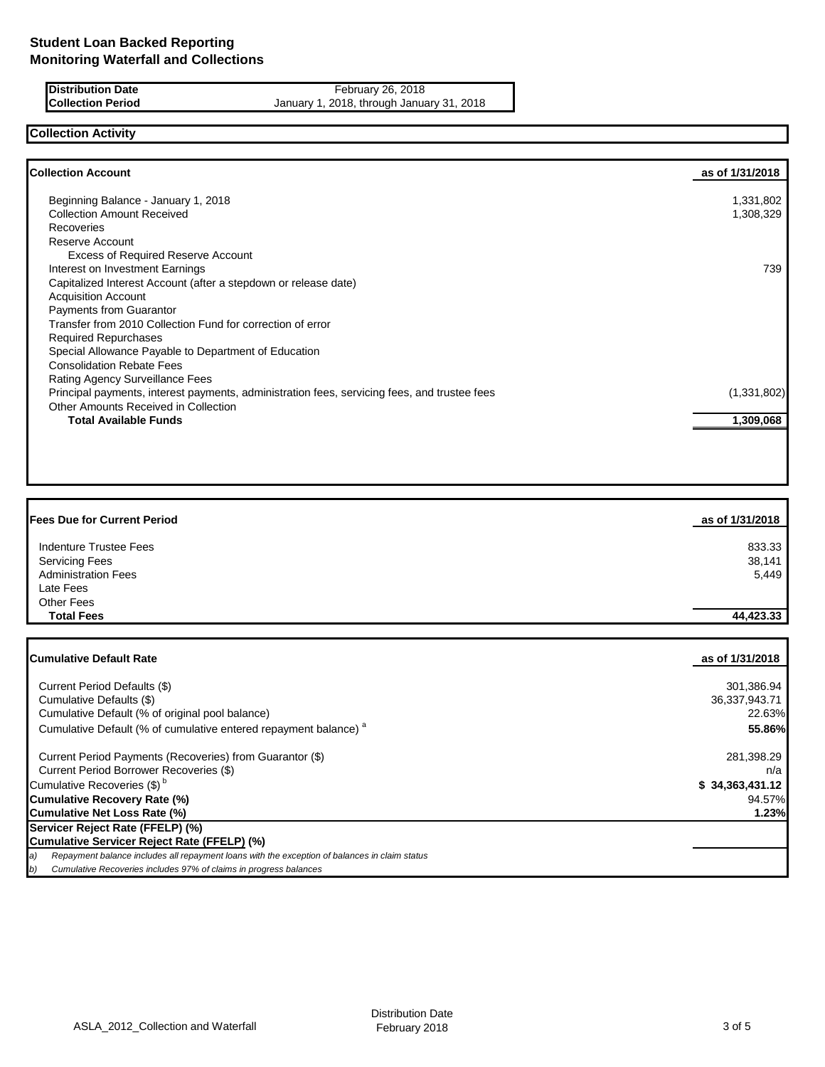# Student Loan Backed Reporting
# Monitoring Waterfall and Collections

| | |
|---|---|
| **Distribution Date** | February 26, 2018 |
| **Collection Period** | January 1, 2018, through January 31, 2018 |

## Collection Activity

| **Collection Account** | **as of 1/31/2018** |
|---|---|
| Beginning Balance - January 1, 2018 | 1,331,802 |
| Collection Amount Received | 1,308,329 |
| Recoveries | |
| Reserve Account | |
| Excess of Required Reserve Account | |
| Interest on Investment Earnings | 739 |
| Capitalized Interest Account (after a stepdown or release date) | |
| Acquisition Account | |
| Payments from Guarantor | |
| Transfer from 2010 Collection Fund for correction of error | |
| Required Repurchases | |
| Special Allowance Payable to Department of Education | |
| Consolidation Rebate Fees | |
| Rating Agency Surveillance Fees | |
| Principal payments, interest payments, administration fees, servicing fees, and trustee fees | (1,331,802) |
| Other Amounts Received in Collection | |
| **Total Available Funds** | **1,309,068** |

| **Fees Due for Current Period** | **as of 1/31/2018** |
|---|---|
| Indenture Trustee Fees | 833.33 |
| Servicing Fees | 38,141 |
| Administration Fees | 5,449 |
| Late Fees | |
| Other Fees | |
| **Total Fees** | **44,423.33** |

| **Cumulative Default Rate** | **as of 1/31/2018** |
|---|---|
| Current Period Defaults ($) | 301,386.94 |
| Cumulative Defaults ($) | 36,337,943.71 |
| Cumulative Default (% of original pool balance) | 22.63% |
| Cumulative Default (% of cumulative entered repayment balance) [a] | **55.86%** |
| Current Period Payments (Recoveries) from Guarantor ($) | 281,398.29 |
| Current Period Borrower Recoveries ($) | n/a |
| Cumulative Recoveries ($) [b] | **$ 34,363,431.12** |
| **Cumulative Recovery Rate (%)** | 94.57% |
| **Cumulative Net Loss Rate (%)** | **1.23%** |
| **Servicer Reject Rate (FFELP) (%)** | |
| **Cumulative Servicer Reject Rate (FFELP) (%)** | |

*a) Repayment balance includes all repayment loans with the exception of balances in claim status*

*b) Cumulative Recoveries includes 97% of claims in progress balances*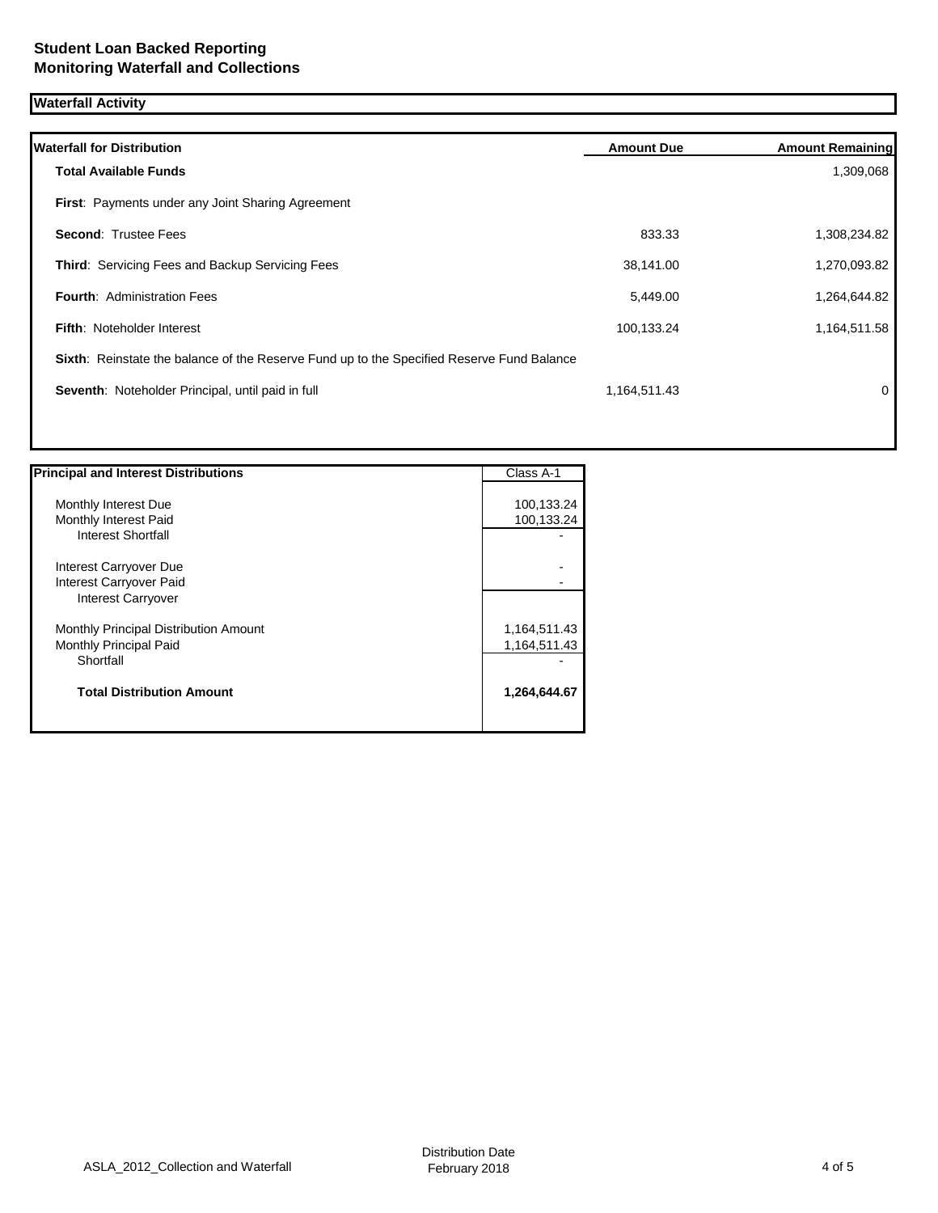**Student Loan Backed Reporting**
**Monitoring Waterfall and Collections**

## Waterfall Activity

| Waterfall for Distribution | Amount Due | Amount Remaining |
|---|---|---|
| **Total Available Funds** | | 1,309,068 |
| **First**: Payments under any Joint Sharing Agreement | | |
| **Second**: Trustee Fees | 833.33 | 1,308,234.82 |
| **Third**: Servicing Fees and Backup Servicing Fees | 38,141.00 | 1,270,093.82 |
| **Fourth**: Administration Fees | 5,449.00 | 1,264,644.82 |
| **Fifth**: Noteholder Interest | 100,133.24 | 1,164,511.58 |
| **Sixth**: Reinstate the balance of the Reserve Fund up to the Specified Reserve Fund Balance | | |
| **Seventh**: Noteholder Principal, until paid in full | 1,164,511.43 | 0 |

| Principal and Interest Distributions | Class A-1 |
|---|---|
| Monthly Interest Due | 100,133.24 |
| Monthly Interest Paid | 100,133.24 |
| Interest Shortfall | - |
| Interest Carryover Due | - |
| Interest Carryover Paid | - |
| Interest Carryover | |
| Monthly Principal Distribution Amount | 1,164,511.43 |
| Monthly Principal Paid | 1,164,511.43 |
| Shortfall | - |
| **Total Distribution Amount** | **1,264,644.67** |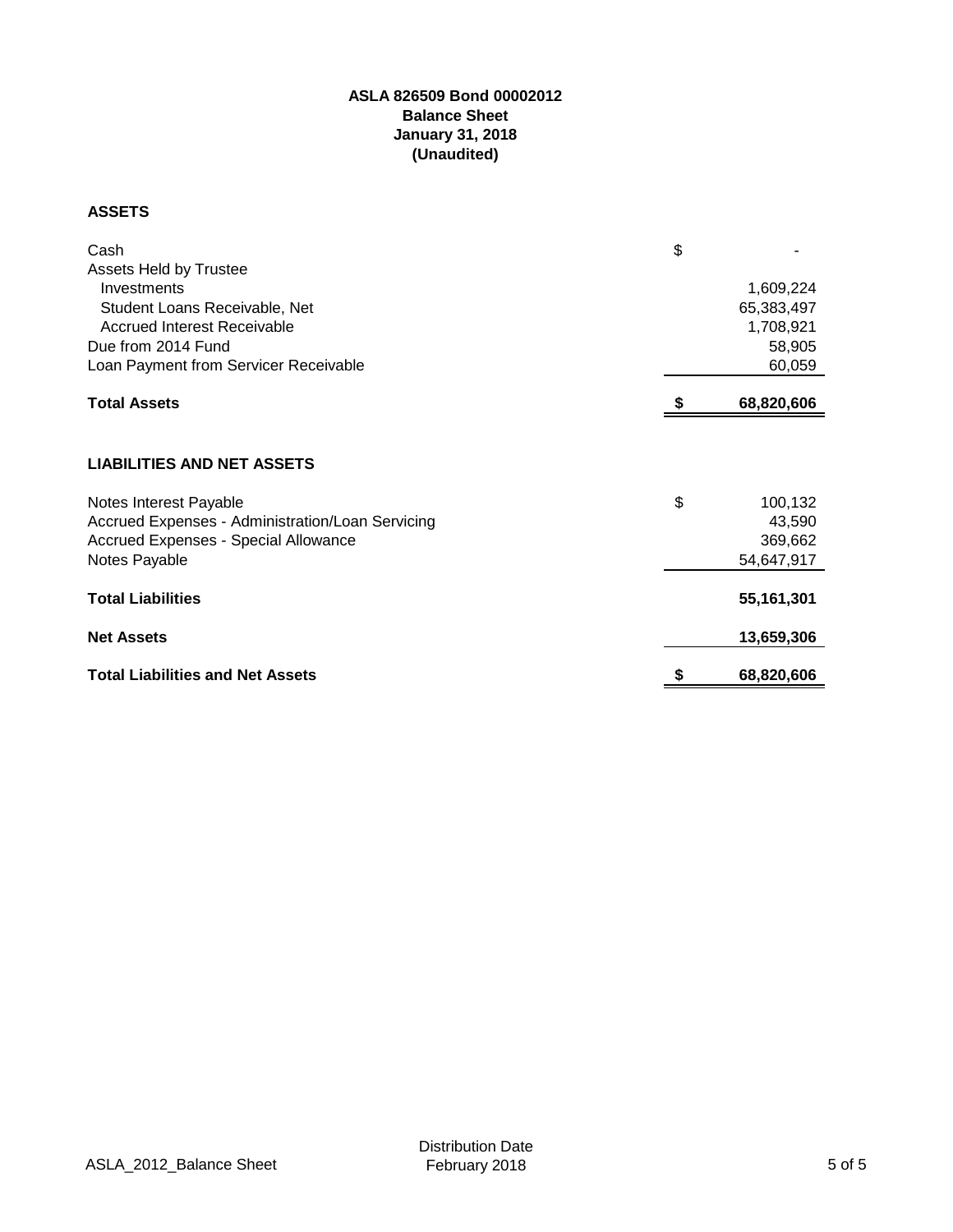**ASLA 826509 Bond 00002012**
**Balance Sheet**
**January 31, 2018**
**(Unaudited)**

**ASSETS**

| | | |
|---|---|---|
| Cash | $ | - |
| Assets Held by Trustee | | |
| Investments | | 1,609,224 |
| Student Loans Receivable, Net | | 65,383,497 |
| Accrued Interest Receivable | | 1,708,921 |
| Due from 2014 Fund | | 58,905 |
| Loan Payment from Servicer Receivable | | 60,059 |
| **Total Assets** | **$** | **68,820,606** |

**LIABILITIES AND NET ASSETS**

| | | |
|---|---|---|
| Notes Interest Payable | $ | 100,132 |
| Accrued Expenses - Administration/Loan Servicing | | 43,590 |
| Accrued Expenses - Special Allowance | | 369,662 |
| Notes Payable | | 54,647,917 |
| **Total Liabilities** | | **55,161,301** |
| **Net Assets** | | **13,659,306** |
| **Total Liabilities and Net Assets** | **$** | **68,820,606** |

ASLA_2012_Balance Sheet

Distribution Date February 2018